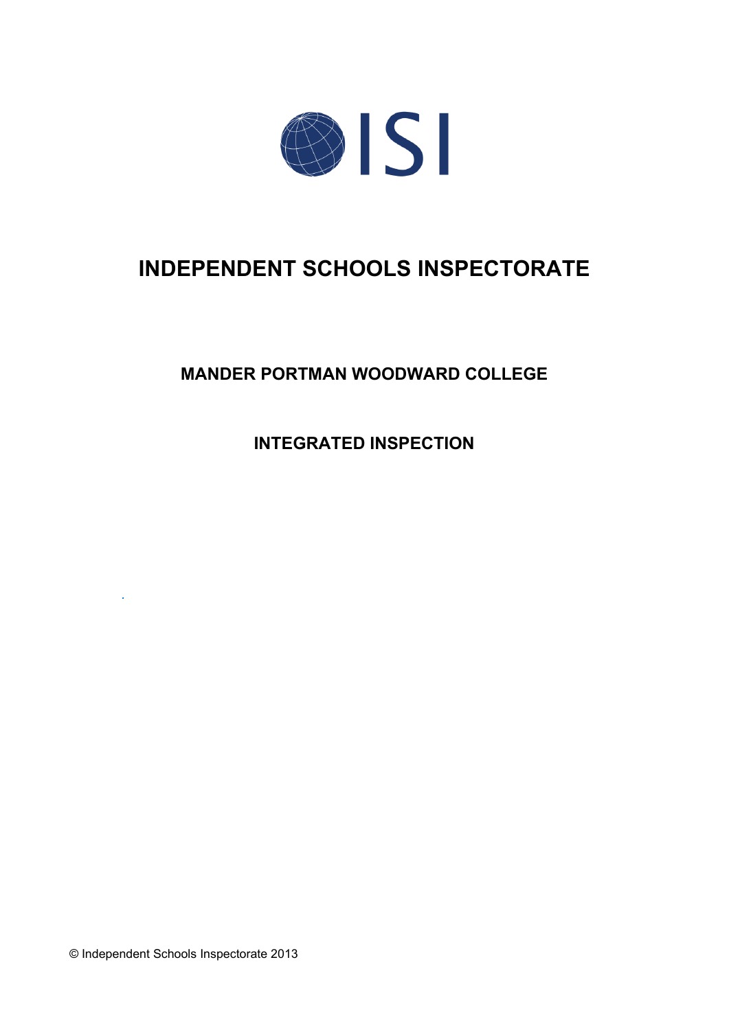ISI

# INDEPENDENT SCHOOLS INSPECTORATE

## MANDER PORTMAN WOODWARD COLLEGE

## INTEGRATED INSPECTION

© Independent Schools Inspectorate 2013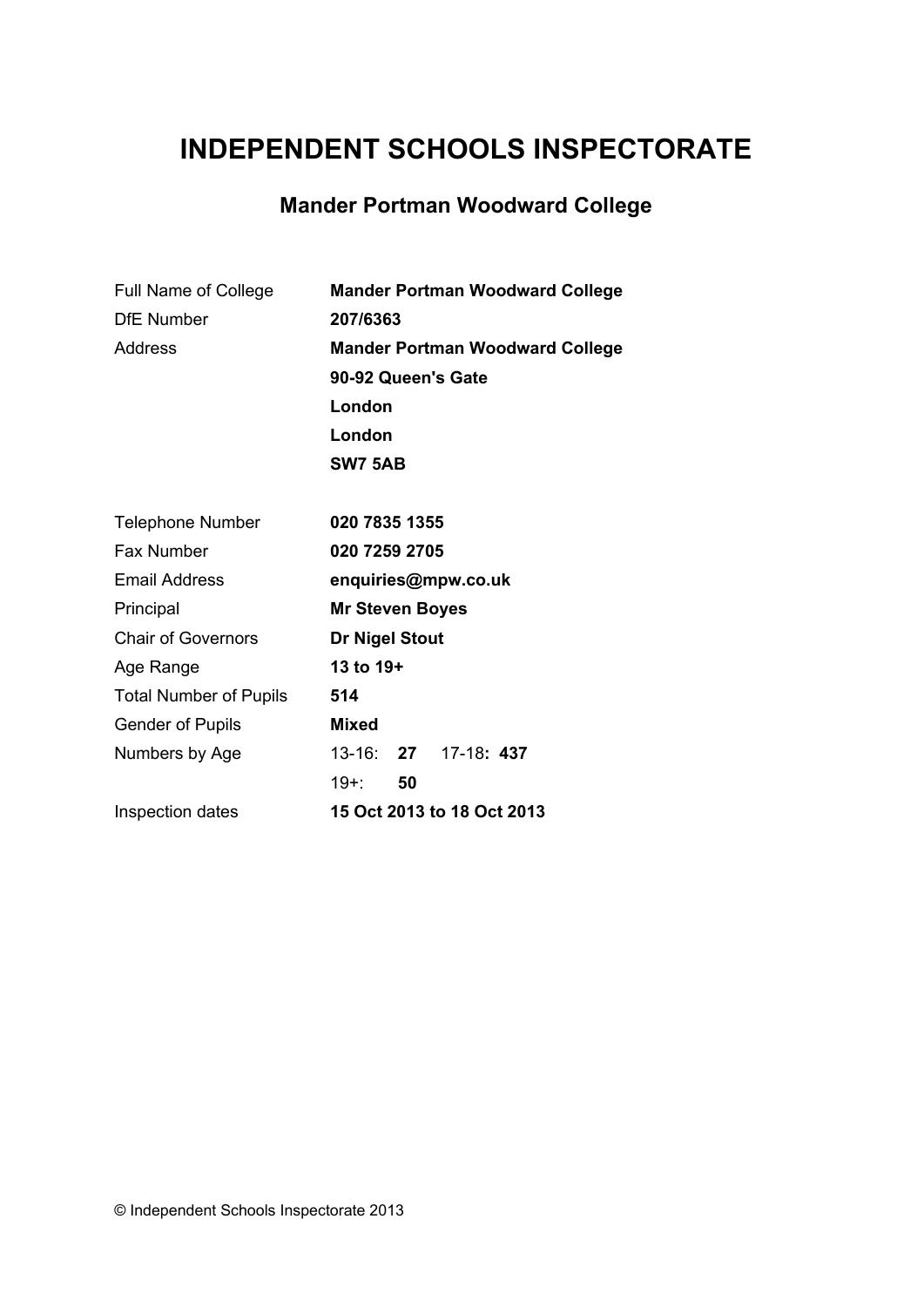# INDEPENDENT SCHOOLS INSPECTORATE

## Mander Portman Woodward College

| | |
|---|---|
| Full Name of College | **Mander Portman Woodward College** |
| DfE Number | **207/6363** |
| Address | **Mander Portman Woodward College** |
| | **90-92 Queen's Gate** |
| | **London** |
| | **London** |
| | **SW7 5AB** |
| | |
| Telephone Number | **020 7835 1355** |
| Fax Number | **020 7259 2705** |
| Email Address | **enquiries@mpw.co.uk** |
| Principal | **Mr Steven Boyes** |
| Chair of Governors | **Dr Nigel Stout** |
| Age Range | **13 to 19+** |
| Total Number of Pupils | **514** |
| Gender of Pupils | **Mixed** |
| Numbers by Age | 13-16: **27** 17-18**: 437** |
| | 19+: **50** |
| Inspection dates | **15 Oct 2013 to 18 Oct 2013** |

© Independent Schools Inspectorate 2013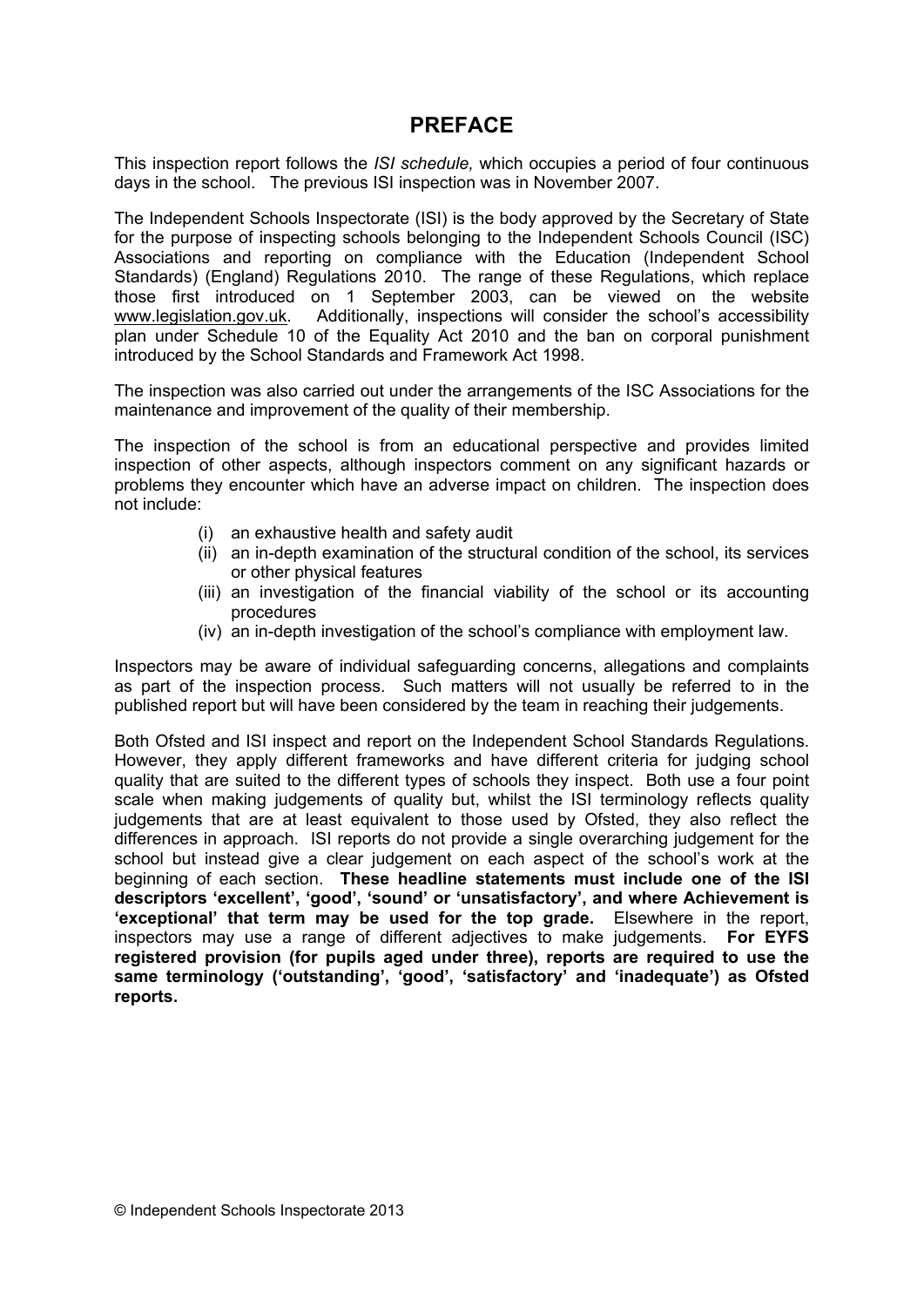# PREFACE

This inspection report follows the *ISI schedule,* which occupies a period of four continuous days in the school. The previous ISI inspection was in November 2007.

The Independent Schools Inspectorate (ISI) is the body approved by the Secretary of State for the purpose of inspecting schools belonging to the Independent Schools Council (ISC) Associations and reporting on compliance with the Education (Independent School Standards) (England) Regulations 2010. The range of these Regulations, which replace those first introduced on 1 September 2003, can be viewed on the website www.legislation.gov.uk. Additionally, inspections will consider the school's accessibility plan under Schedule 10 of the Equality Act 2010 and the ban on corporal punishment introduced by the School Standards and Framework Act 1998.

The inspection was also carried out under the arrangements of the ISC Associations for the maintenance and improvement of the quality of their membership.

The inspection of the school is from an educational perspective and provides limited inspection of other aspects, although inspectors comment on any significant hazards or problems they encounter which have an adverse impact on children. The inspection does not include:

- (i) an exhaustive health and safety audit
- (ii) an in-depth examination of the structural condition of the school, its services or other physical features
- (iii) an investigation of the financial viability of the school or its accounting procedures
- (iv) an in-depth investigation of the school's compliance with employment law.

Inspectors may be aware of individual safeguarding concerns, allegations and complaints as part of the inspection process. Such matters will not usually be referred to in the published report but will have been considered by the team in reaching their judgements.

Both Ofsted and ISI inspect and report on the Independent School Standards Regulations. However, they apply different frameworks and have different criteria for judging school quality that are suited to the different types of schools they inspect. Both use a four point scale when making judgements of quality but, whilst the ISI terminology reflects quality judgements that are at least equivalent to those used by Ofsted, they also reflect the differences in approach. ISI reports do not provide a single overarching judgement for the school but instead give a clear judgement on each aspect of the school's work at the beginning of each section. **These headline statements must include one of the ISI descriptors 'excellent', 'good', 'sound' or 'unsatisfactory', and where Achievement is 'exceptional' that term may be used for the top grade.** Elsewhere in the report, inspectors may use a range of different adjectives to make judgements. **For EYFS registered provision (for pupils aged under three), reports are required to use the same terminology ('outstanding', 'good', 'satisfactory' and 'inadequate') as Ofsted reports.**

© Independent Schools Inspectorate 2013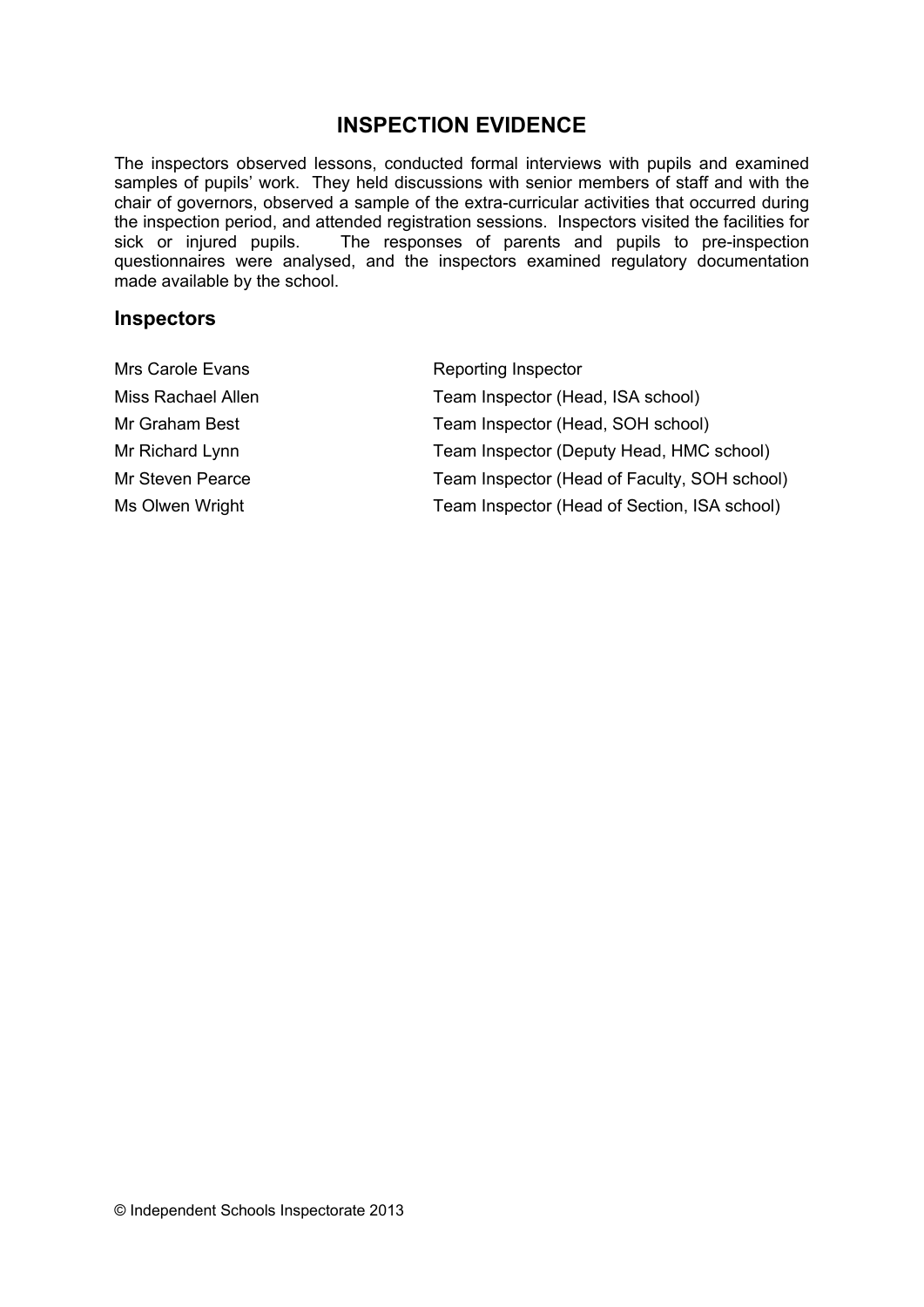# INSPECTION EVIDENCE

The inspectors observed lessons, conducted formal interviews with pupils and examined samples of pupils' work. They held discussions with senior members of staff and with the chair of governors, observed a sample of the extra-curricular activities that occurred during the inspection period, and attended registration sessions. Inspectors visited the facilities for sick or injured pupils. The responses of parents and pupils to pre-inspection questionnaires were analysed, and the inspectors examined regulatory documentation made available by the school.

## Inspectors

| | |
|---|---|
| Mrs Carole Evans | Reporting Inspector |
| Miss Rachael Allen | Team Inspector (Head, ISA school) |
| Mr Graham Best | Team Inspector (Head, SOH school) |
| Mr Richard Lynn | Team Inspector (Deputy Head, HMC school) |
| Mr Steven Pearce | Team Inspector (Head of Faculty, SOH school) |
| Ms Olwen Wright | Team Inspector (Head of Section, ISA school) |

© Independent Schools Inspectorate 2013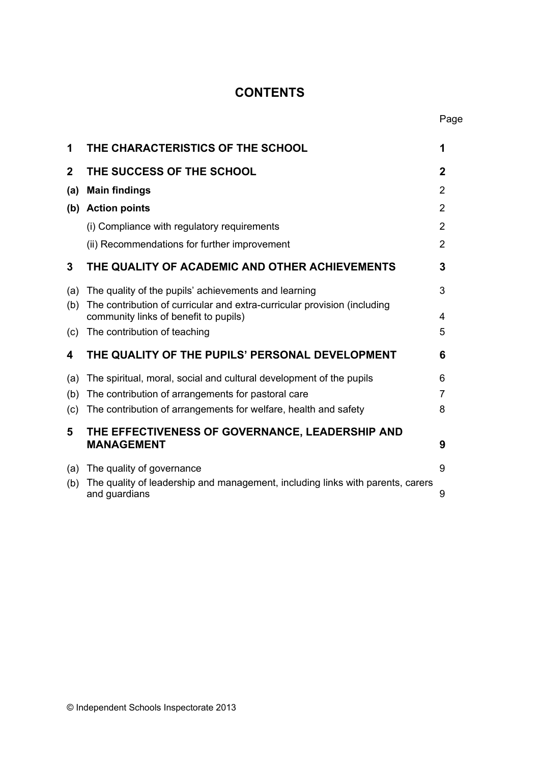# CONTENTS

| | | Page |
|---|---|---|
| **1** | **THE CHARACTERISTICS OF THE SCHOOL** | **1** |
| **2** | **THE SUCCESS OF THE SCHOOL** | **2** |
| **(a)** | **Main findings** | 2 |
| **(b)** | **Action points** | 2 |
| | (i) Compliance with regulatory requirements | 2 |
| | (ii) Recommendations for further improvement | 2 |
| **3** | **THE QUALITY OF ACADEMIC AND OTHER ACHIEVEMENTS** | **3** |
| (a) | The quality of the pupils' achievements and learning | 3 |
| (b) | The contribution of curricular and extra-curricular provision (including community links of benefit to pupils) | 4 |
| (c) | The contribution of teaching | 5 |
| **4** | **THE QUALITY OF THE PUPILS' PERSONAL DEVELOPMENT** | **6** |
| (a) | The spiritual, moral, social and cultural development of the pupils | 6 |
| (b) | The contribution of arrangements for pastoral care | 7 |
| (c) | The contribution of arrangements for welfare, health and safety | 8 |
| **5** | **THE EFFECTIVENESS OF GOVERNANCE, LEADERSHIP AND MANAGEMENT** | **9** |
| (a) | The quality of governance | 9 |
| (b) | The quality of leadership and management, including links with parents, carers and guardians | 9 |

© Independent Schools Inspectorate 2013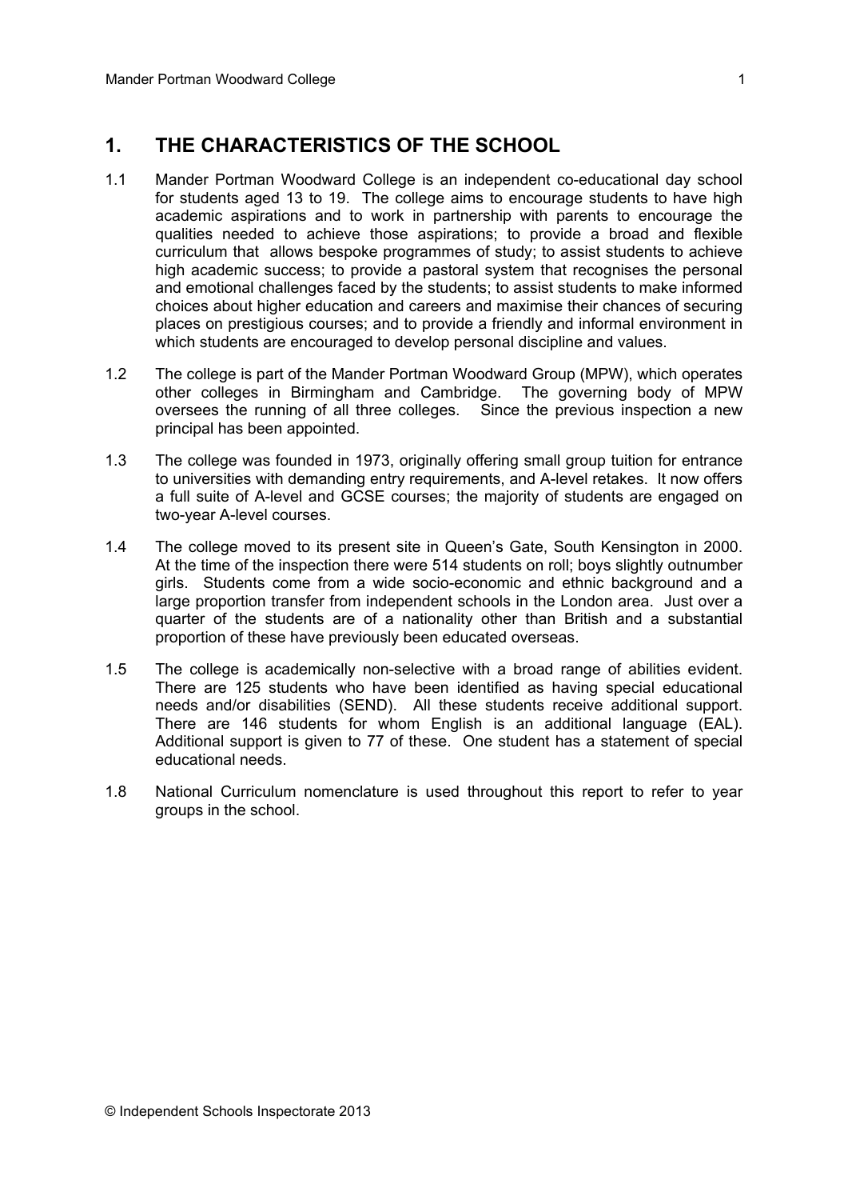## 1. THE CHARACTERISTICS OF THE SCHOOL

1.1 Mander Portman Woodward College is an independent co-educational day school for students aged 13 to 19. The college aims to encourage students to have high academic aspirations and to work in partnership with parents to encourage the qualities needed to achieve those aspirations; to provide a broad and flexible curriculum that allows bespoke programmes of study; to assist students to achieve high academic success; to provide a pastoral system that recognises the personal and emotional challenges faced by the students; to assist students to make informed choices about higher education and careers and maximise their chances of securing places on prestigious courses; and to provide a friendly and informal environment in which students are encouraged to develop personal discipline and values.

1.2 The college is part of the Mander Portman Woodward Group (MPW), which operates other colleges in Birmingham and Cambridge. The governing body of MPW oversees the running of all three colleges. Since the previous inspection a new principal has been appointed.

1.3 The college was founded in 1973, originally offering small group tuition for entrance to universities with demanding entry requirements, and A-level retakes. It now offers a full suite of A-level and GCSE courses; the majority of students are engaged on two-year A-level courses.

1.4 The college moved to its present site in Queen's Gate, South Kensington in 2000. At the time of the inspection there were 514 students on roll; boys slightly outnumber girls. Students come from a wide socio-economic and ethnic background and a large proportion transfer from independent schools in the London area. Just over a quarter of the students are of a nationality other than British and a substantial proportion of these have previously been educated overseas.

1.5 The college is academically non-selective with a broad range of abilities evident. There are 125 students who have been identified as having special educational needs and/or disabilities (SEND). All these students receive additional support. There are 146 students for whom English is an additional language (EAL). Additional support is given to 77 of these. One student has a statement of special educational needs.

1.8 National Curriculum nomenclature is used throughout this report to refer to year groups in the school.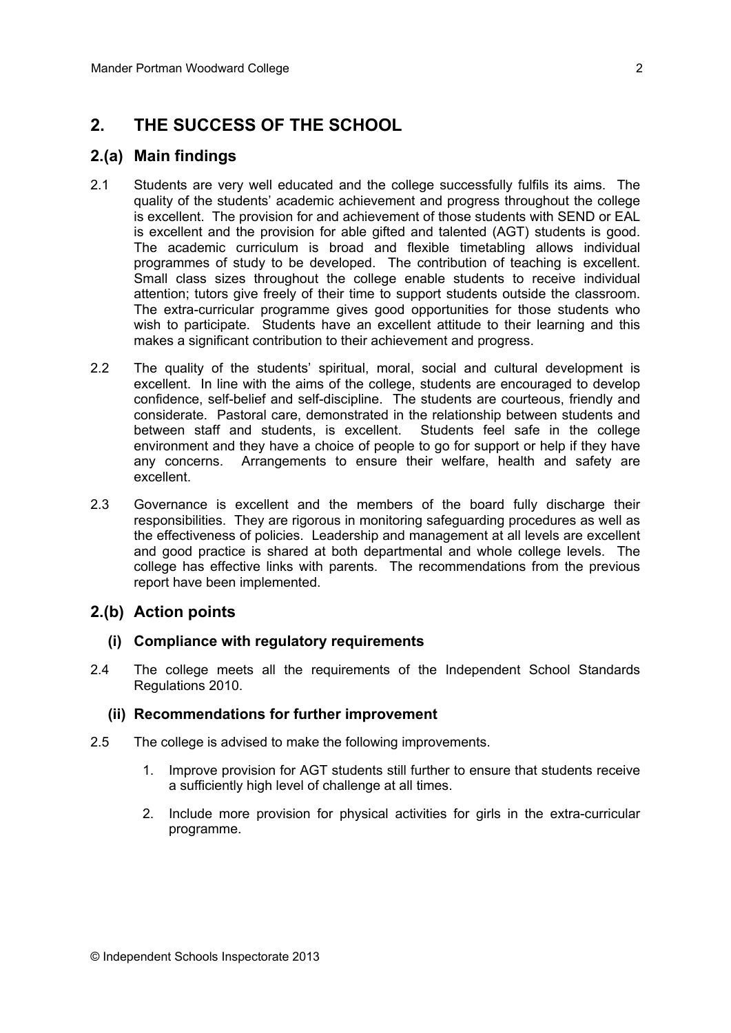## 2. THE SUCCESS OF THE SCHOOL

### 2.(a) Main findings

2.1 Students are very well educated and the college successfully fulfils its aims. The quality of the students' academic achievement and progress throughout the college is excellent. The provision for and achievement of those students with SEND or EAL is excellent and the provision for able gifted and talented (AGT) students is good. The academic curriculum is broad and flexible timetabling allows individual programmes of study to be developed. The contribution of teaching is excellent. Small class sizes throughout the college enable students to receive individual attention; tutors give freely of their time to support students outside the classroom. The extra-curricular programme gives good opportunities for those students who wish to participate. Students have an excellent attitude to their learning and this makes a significant contribution to their achievement and progress.

2.2 The quality of the students' spiritual, moral, social and cultural development is excellent. In line with the aims of the college, students are encouraged to develop confidence, self-belief and self-discipline. The students are courteous, friendly and considerate. Pastoral care, demonstrated in the relationship between students and between staff and students, is excellent. Students feel safe in the college environment and they have a choice of people to go for support or help if they have any concerns. Arrangements to ensure their welfare, health and safety are excellent.

2.3 Governance is excellent and the members of the board fully discharge their responsibilities. They are rigorous in monitoring safeguarding procedures as well as the effectiveness of policies. Leadership and management at all levels are excellent and good practice is shared at both departmental and whole college levels. The college has effective links with parents. The recommendations from the previous report have been implemented.

### 2.(b) Action points

#### (i) Compliance with regulatory requirements

2.4 The college meets all the requirements of the Independent School Standards Regulations 2010.

#### (ii) Recommendations for further improvement

2.5 The college is advised to make the following improvements.

1. Improve provision for AGT students still further to ensure that students receive a sufficiently high level of challenge at all times.
2. Include more provision for physical activities for girls in the extra-curricular programme.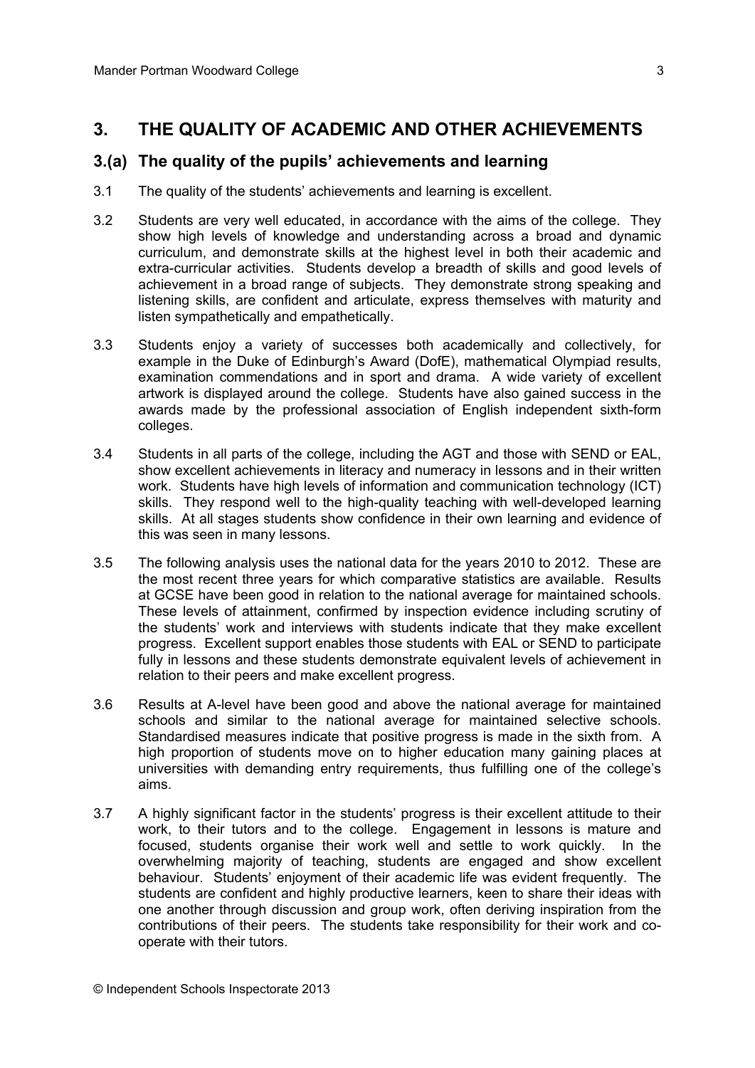## 3. THE QUALITY OF ACADEMIC AND OTHER ACHIEVEMENTS

### 3.(a) The quality of the pupils' achievements and learning

3.1 The quality of the students' achievements and learning is excellent.

3.2 Students are very well educated, in accordance with the aims of the college. They show high levels of knowledge and understanding across a broad and dynamic curriculum, and demonstrate skills at the highest level in both their academic and extra-curricular activities. Students develop a breadth of skills and good levels of achievement in a broad range of subjects. They demonstrate strong speaking and listening skills, are confident and articulate, express themselves with maturity and listen sympathetically and empathetically.

3.3 Students enjoy a variety of successes both academically and collectively, for example in the Duke of Edinburgh's Award (DofE), mathematical Olympiad results, examination commendations and in sport and drama. A wide variety of excellent artwork is displayed around the college. Students have also gained success in the awards made by the professional association of English independent sixth-form colleges.

3.4 Students in all parts of the college, including the AGT and those with SEND or EAL, show excellent achievements in literacy and numeracy in lessons and in their written work. Students have high levels of information and communication technology (ICT) skills. They respond well to the high-quality teaching with well-developed learning skills. At all stages students show confidence in their own learning and evidence of this was seen in many lessons.

3.5 The following analysis uses the national data for the years 2010 to 2012. These are the most recent three years for which comparative statistics are available. Results at GCSE have been good in relation to the national average for maintained schools. These levels of attainment, confirmed by inspection evidence including scrutiny of the students' work and interviews with students indicate that they make excellent progress. Excellent support enables those students with EAL or SEND to participate fully in lessons and these students demonstrate equivalent levels of achievement in relation to their peers and make excellent progress.

3.6 Results at A-level have been good and above the national average for maintained schools and similar to the national average for maintained selective schools. Standardised measures indicate that positive progress is made in the sixth from. A high proportion of students move on to higher education many gaining places at universities with demanding entry requirements, thus fulfilling one of the college's aims.

3.7 A highly significant factor in the students' progress is their excellent attitude to their work, to their tutors and to the college. Engagement in lessons is mature and focused, students organise their work well and settle to work quickly. In the overwhelming majority of teaching, students are engaged and show excellent behaviour. Students' enjoyment of their academic life was evident frequently. The students are confident and highly productive learners, keen to share their ideas with one another through discussion and group work, often deriving inspiration from the contributions of their peers. The students take responsibility for their work and co-operate with their tutors.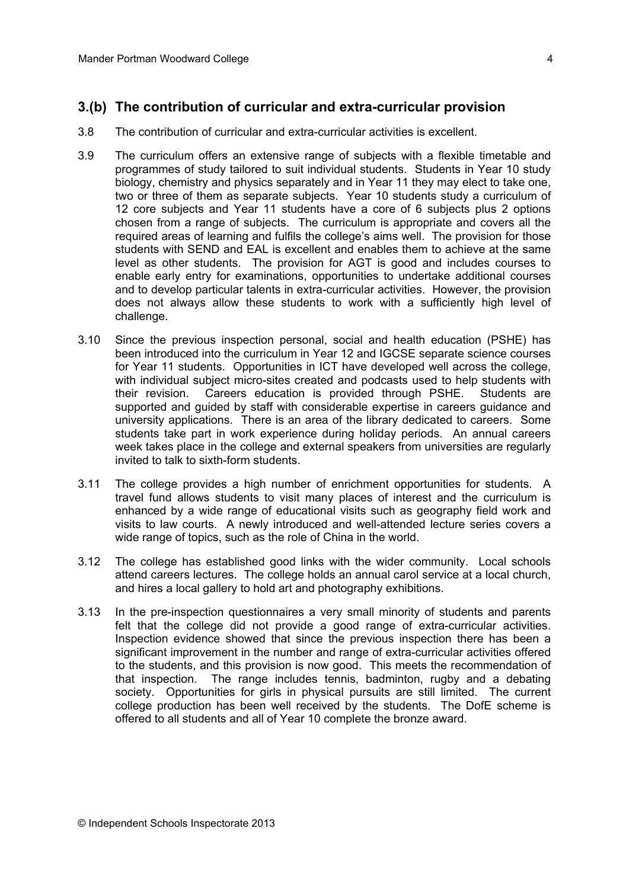## 3.(b) The contribution of curricular and extra-curricular provision

3.8 The contribution of curricular and extra-curricular activities is excellent.

3.9 The curriculum offers an extensive range of subjects with a flexible timetable and programmes of study tailored to suit individual students. Students in Year 10 study biology, chemistry and physics separately and in Year 11 they may elect to take one, two or three of them as separate subjects. Year 10 students study a curriculum of 12 core subjects and Year 11 students have a core of 6 subjects plus 2 options chosen from a range of subjects. The curriculum is appropriate and covers all the required areas of learning and fulfils the college's aims well. The provision for those students with SEND and EAL is excellent and enables them to achieve at the same level as other students. The provision for AGT is good and includes courses to enable early entry for examinations, opportunities to undertake additional courses and to develop particular talents in extra-curricular activities. However, the provision does not always allow these students to work with a sufficiently high level of challenge.

3.10 Since the previous inspection personal, social and health education (PSHE) has been introduced into the curriculum in Year 12 and IGCSE separate science courses for Year 11 students. Opportunities in ICT have developed well across the college, with individual subject micro-sites created and podcasts used to help students with their revision. Careers education is provided through PSHE. Students are supported and guided by staff with considerable expertise in careers guidance and university applications. There is an area of the library dedicated to careers. Some students take part in work experience during holiday periods. An annual careers week takes place in the college and external speakers from universities are regularly invited to talk to sixth-form students.

3.11 The college provides a high number of enrichment opportunities for students. A travel fund allows students to visit many places of interest and the curriculum is enhanced by a wide range of educational visits such as geography field work and visits to law courts. A newly introduced and well-attended lecture series covers a wide range of topics, such as the role of China in the world.

3.12 The college has established good links with the wider community. Local schools attend careers lectures. The college holds an annual carol service at a local church, and hires a local gallery to hold art and photography exhibitions.

3.13 In the pre-inspection questionnaires a very small minority of students and parents felt that the college did not provide a good range of extra-curricular activities. Inspection evidence showed that since the previous inspection there has been a significant improvement in the number and range of extra-curricular activities offered to the students, and this provision is now good. This meets the recommendation of that inspection. The range includes tennis, badminton, rugby and a debating society. Opportunities for girls in physical pursuits are still limited. The current college production has been well received by the students. The DofE scheme is offered to all students and all of Year 10 complete the bronze award.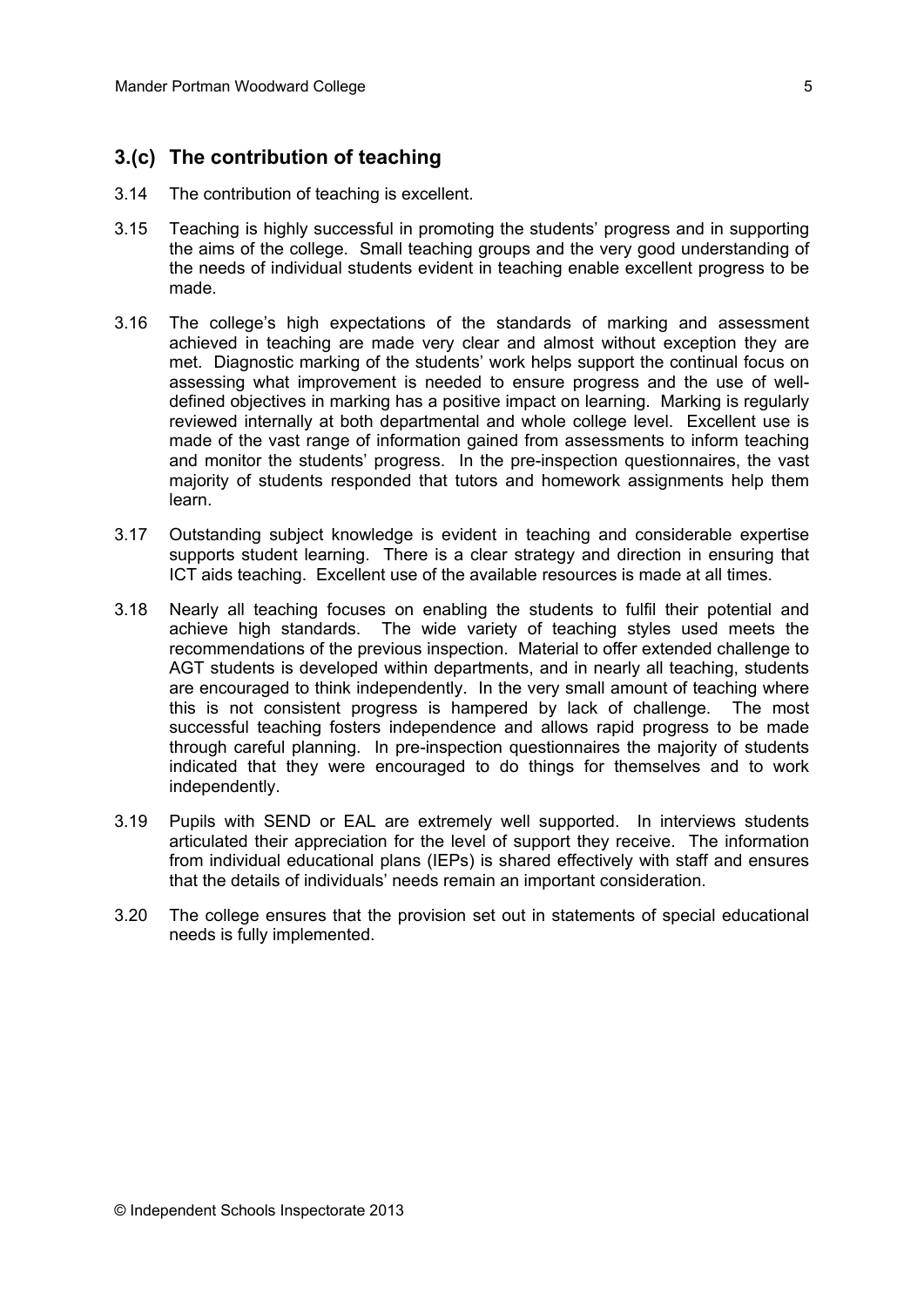## 3.(c) The contribution of teaching

3.14 The contribution of teaching is excellent.

3.15 Teaching is highly successful in promoting the students' progress and in supporting the aims of the college. Small teaching groups and the very good understanding of the needs of individual students evident in teaching enable excellent progress to be made.

3.16 The college's high expectations of the standards of marking and assessment achieved in teaching are made very clear and almost without exception they are met. Diagnostic marking of the students' work helps support the continual focus on assessing what improvement is needed to ensure progress and the use of well-defined objectives in marking has a positive impact on learning. Marking is regularly reviewed internally at both departmental and whole college level. Excellent use is made of the vast range of information gained from assessments to inform teaching and monitor the students' progress. In the pre-inspection questionnaires, the vast majority of students responded that tutors and homework assignments help them learn.

3.17 Outstanding subject knowledge is evident in teaching and considerable expertise supports student learning. There is a clear strategy and direction in ensuring that ICT aids teaching. Excellent use of the available resources is made at all times.

3.18 Nearly all teaching focuses on enabling the students to fulfil their potential and achieve high standards. The wide variety of teaching styles used meets the recommendations of the previous inspection. Material to offer extended challenge to AGT students is developed within departments, and in nearly all teaching, students are encouraged to think independently. In the very small amount of teaching where this is not consistent progress is hampered by lack of challenge. The most successful teaching fosters independence and allows rapid progress to be made through careful planning. In pre-inspection questionnaires the majority of students indicated that they were encouraged to do things for themselves and to work independently.

3.19 Pupils with SEND or EAL are extremely well supported. In interviews students articulated their appreciation for the level of support they receive. The information from individual educational plans (IEPs) is shared effectively with staff and ensures that the details of individuals' needs remain an important consideration.

3.20 The college ensures that the provision set out in statements of special educational needs is fully implemented.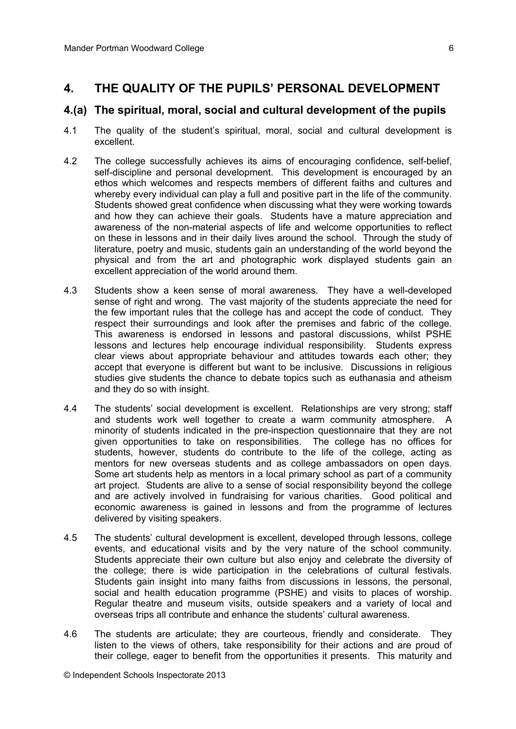## 4. THE QUALITY OF THE PUPILS' PERSONAL DEVELOPMENT

### 4.(a) The spiritual, moral, social and cultural development of the pupils

4.1 The quality of the student's spiritual, moral, social and cultural development is excellent.

4.2 The college successfully achieves its aims of encouraging confidence, self-belief, self-discipline and personal development. This development is encouraged by an ethos which welcomes and respects members of different faiths and cultures and whereby every individual can play a full and positive part in the life of the community. Students showed great confidence when discussing what they were working towards and how they can achieve their goals. Students have a mature appreciation and awareness of the non-material aspects of life and welcome opportunities to reflect on these in lessons and in their daily lives around the school. Through the study of literature, poetry and music, students gain an understanding of the world beyond the physical and from the art and photographic work displayed students gain an excellent appreciation of the world around them.

4.3 Students show a keen sense of moral awareness. They have a well-developed sense of right and wrong. The vast majority of the students appreciate the need for the few important rules that the college has and accept the code of conduct. They respect their surroundings and look after the premises and fabric of the college. This awareness is endorsed in lessons and pastoral discussions, whilst PSHE lessons and lectures help encourage individual responsibility. Students express clear views about appropriate behaviour and attitudes towards each other; they accept that everyone is different but want to be inclusive. Discussions in religious studies give students the chance to debate topics such as euthanasia and atheism and they do so with insight.

4.4 The students' social development is excellent. Relationships are very strong; staff and students work well together to create a warm community atmosphere. A minority of students indicated in the pre-inspection questionnaire that they are not given opportunities to take on responsibilities. The college has no offices for students, however, students do contribute to the life of the college, acting as mentors for new overseas students and as college ambassadors on open days. Some art students help as mentors in a local primary school as part of a community art project. Students are alive to a sense of social responsibility beyond the college and are actively involved in fundraising for various charities. Good political and economic awareness is gained in lessons and from the programme of lectures delivered by visiting speakers.

4.5 The students' cultural development is excellent, developed through lessons, college events, and educational visits and by the very nature of the school community. Students appreciate their own culture but also enjoy and celebrate the diversity of the college; there is wide participation in the celebrations of cultural festivals. Students gain insight into many faiths from discussions in lessons, the personal, social and health education programme (PSHE) and visits to places of worship. Regular theatre and museum visits, outside speakers and a variety of local and overseas trips all contribute and enhance the students' cultural awareness.

4.6 The students are articulate; they are courteous, friendly and considerate. They listen to the views of others, take responsibility for their actions and are proud of their college, eager to benefit from the opportunities it presents. This maturity and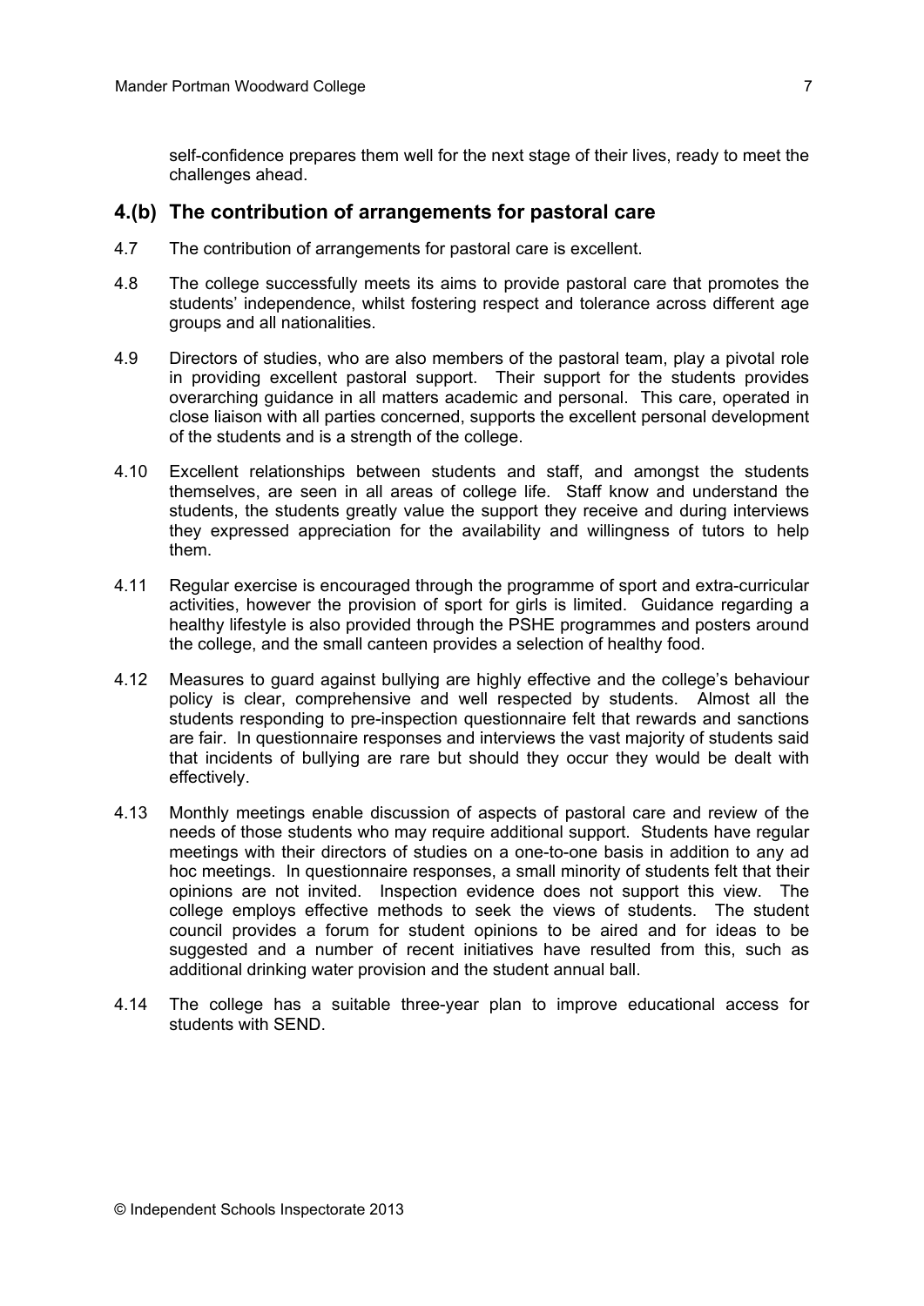self-confidence prepares them well for the next stage of their lives, ready to meet the challenges ahead.

## 4.(b) The contribution of arrangements for pastoral care

4.7 The contribution of arrangements for pastoral care is excellent.

4.8 The college successfully meets its aims to provide pastoral care that promotes the students' independence, whilst fostering respect and tolerance across different age groups and all nationalities.

4.9 Directors of studies, who are also members of the pastoral team, play a pivotal role in providing excellent pastoral support. Their support for the students provides overarching guidance in all matters academic and personal. This care, operated in close liaison with all parties concerned, supports the excellent personal development of the students and is a strength of the college.

4.10 Excellent relationships between students and staff, and amongst the students themselves, are seen in all areas of college life. Staff know and understand the students, the students greatly value the support they receive and during interviews they expressed appreciation for the availability and willingness of tutors to help them.

4.11 Regular exercise is encouraged through the programme of sport and extra-curricular activities, however the provision of sport for girls is limited. Guidance regarding a healthy lifestyle is also provided through the PSHE programmes and posters around the college, and the small canteen provides a selection of healthy food.

4.12 Measures to guard against bullying are highly effective and the college's behaviour policy is clear, comprehensive and well respected by students. Almost all the students responding to pre-inspection questionnaire felt that rewards and sanctions are fair. In questionnaire responses and interviews the vast majority of students said that incidents of bullying are rare but should they occur they would be dealt with effectively.

4.13 Monthly meetings enable discussion of aspects of pastoral care and review of the needs of those students who may require additional support. Students have regular meetings with their directors of studies on a one-to-one basis in addition to any ad hoc meetings. In questionnaire responses, a small minority of students felt that their opinions are not invited. Inspection evidence does not support this view. The college employs effective methods to seek the views of students. The student council provides a forum for student opinions to be aired and for ideas to be suggested and a number of recent initiatives have resulted from this, such as additional drinking water provision and the student annual ball.

4.14 The college has a suitable three-year plan to improve educational access for students with SEND.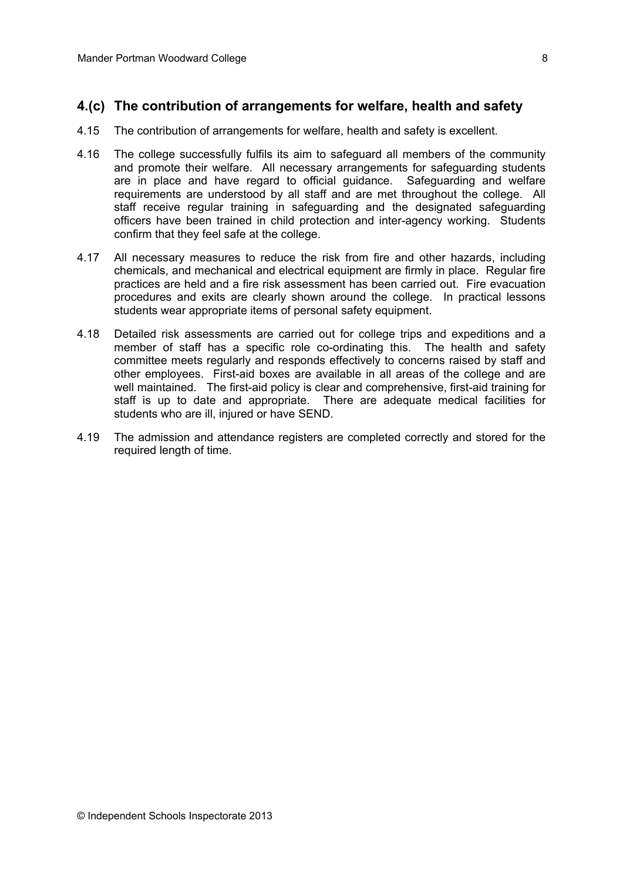## 4.(c) The contribution of arrangements for welfare, health and safety

4.15 The contribution of arrangements for welfare, health and safety is excellent.

4.16 The college successfully fulfils its aim to safeguard all members of the community and promote their welfare. All necessary arrangements for safeguarding students are in place and have regard to official guidance. Safeguarding and welfare requirements are understood by all staff and are met throughout the college. All staff receive regular training in safeguarding and the designated safeguarding officers have been trained in child protection and inter-agency working. Students confirm that they feel safe at the college.

4.17 All necessary measures to reduce the risk from fire and other hazards, including chemicals, and mechanical and electrical equipment are firmly in place. Regular fire practices are held and a fire risk assessment has been carried out. Fire evacuation procedures and exits are clearly shown around the college. In practical lessons students wear appropriate items of personal safety equipment.

4.18 Detailed risk assessments are carried out for college trips and expeditions and a member of staff has a specific role co-ordinating this. The health and safety committee meets regularly and responds effectively to concerns raised by staff and other employees. First-aid boxes are available in all areas of the college and are well maintained. The first-aid policy is clear and comprehensive, first-aid training for staff is up to date and appropriate. There are adequate medical facilities for students who are ill, injured or have SEND.

4.19 The admission and attendance registers are completed correctly and stored for the required length of time.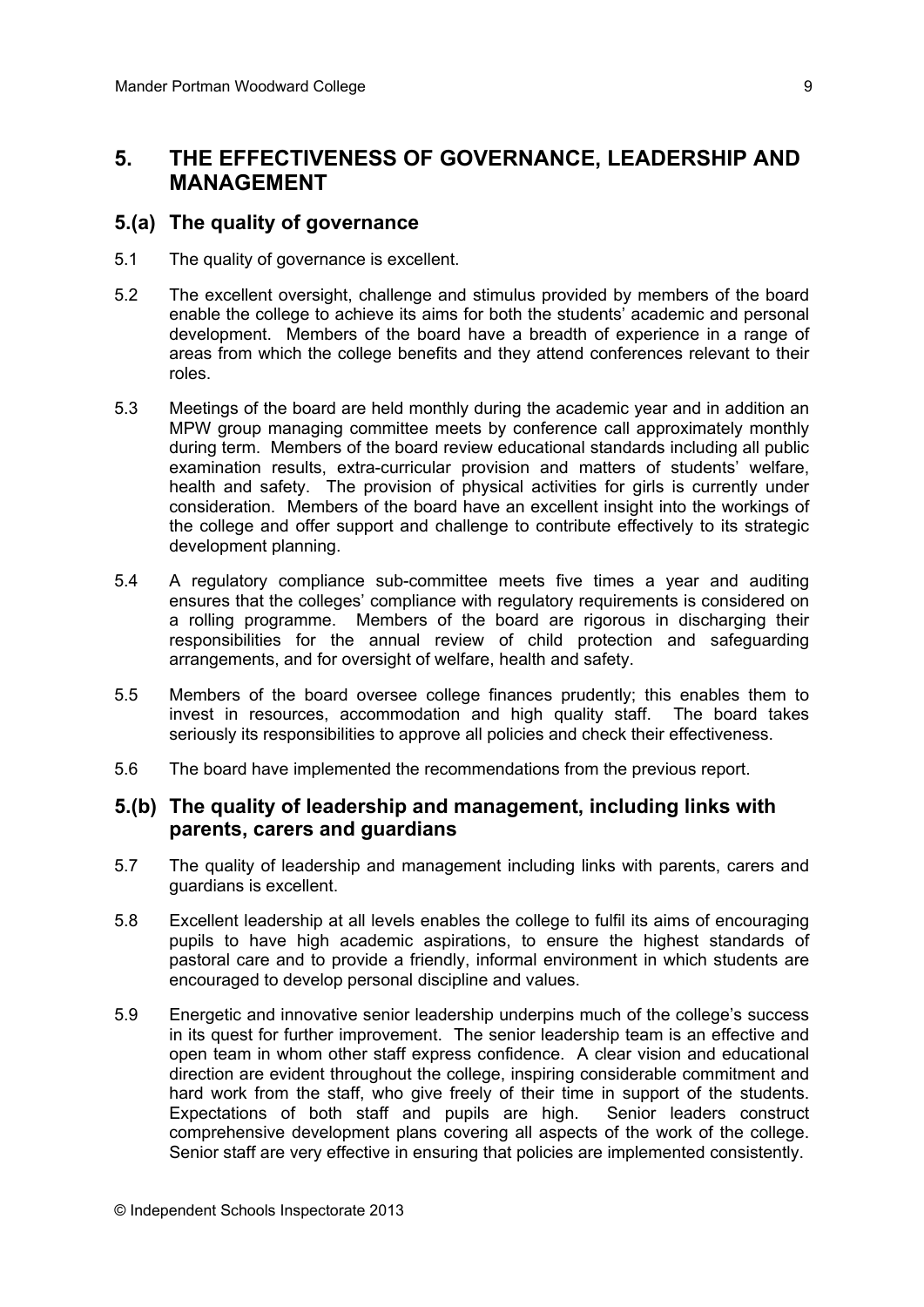## 5. THE EFFECTIVENESS OF GOVERNANCE, LEADERSHIP AND MANAGEMENT

### 5.(a) The quality of governance

5.1 The quality of governance is excellent.

5.2 The excellent oversight, challenge and stimulus provided by members of the board enable the college to achieve its aims for both the students' academic and personal development. Members of the board have a breadth of experience in a range of areas from which the college benefits and they attend conferences relevant to their roles.

5.3 Meetings of the board are held monthly during the academic year and in addition an MPW group managing committee meets by conference call approximately monthly during term. Members of the board review educational standards including all public examination results, extra-curricular provision and matters of students' welfare, health and safety. The provision of physical activities for girls is currently under consideration. Members of the board have an excellent insight into the workings of the college and offer support and challenge to contribute effectively to its strategic development planning.

5.4 A regulatory compliance sub-committee meets five times a year and auditing ensures that the colleges' compliance with regulatory requirements is considered on a rolling programme. Members of the board are rigorous in discharging their responsibilities for the annual review of child protection and safeguarding arrangements, and for oversight of welfare, health and safety.

5.5 Members of the board oversee college finances prudently; this enables them to invest in resources, accommodation and high quality staff. The board takes seriously its responsibilities to approve all policies and check their effectiveness.

5.6 The board have implemented the recommendations from the previous report.

### 5.(b) The quality of leadership and management, including links with parents, carers and guardians

5.7 The quality of leadership and management including links with parents, carers and guardians is excellent.

5.8 Excellent leadership at all levels enables the college to fulfil its aims of encouraging pupils to have high academic aspirations, to ensure the highest standards of pastoral care and to provide a friendly, informal environment in which students are encouraged to develop personal discipline and values.

5.9 Energetic and innovative senior leadership underpins much of the college's success in its quest for further improvement. The senior leadership team is an effective and open team in whom other staff express confidence. A clear vision and educational direction are evident throughout the college, inspiring considerable commitment and hard work from the staff, who give freely of their time in support of the students. Expectations of both staff and pupils are high. Senior leaders construct comprehensive development plans covering all aspects of the work of the college. Senior staff are very effective in ensuring that policies are implemented consistently.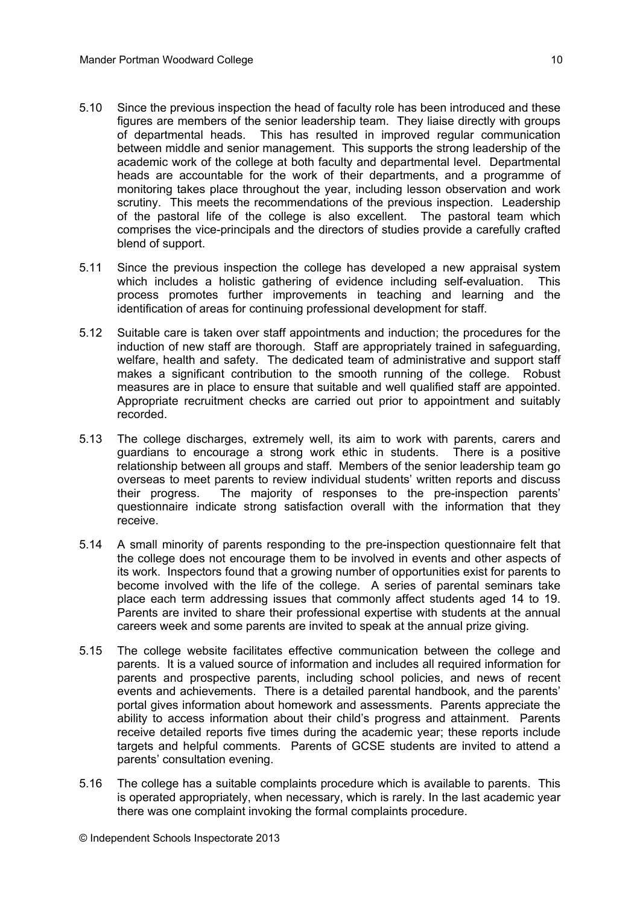5.10 Since the previous inspection the head of faculty role has been introduced and these figures are members of the senior leadership team. They liaise directly with groups of departmental heads. This has resulted in improved regular communication between middle and senior management. This supports the strong leadership of the academic work of the college at both faculty and departmental level. Departmental heads are accountable for the work of their departments, and a programme of monitoring takes place throughout the year, including lesson observation and work scrutiny. This meets the recommendations of the previous inspection. Leadership of the pastoral life of the college is also excellent. The pastoral team which comprises the vice-principals and the directors of studies provide a carefully crafted blend of support.

5.11 Since the previous inspection the college has developed a new appraisal system which includes a holistic gathering of evidence including self-evaluation. This process promotes further improvements in teaching and learning and the identification of areas for continuing professional development for staff.

5.12 Suitable care is taken over staff appointments and induction; the procedures for the induction of new staff are thorough. Staff are appropriately trained in safeguarding, welfare, health and safety. The dedicated team of administrative and support staff makes a significant contribution to the smooth running of the college. Robust measures are in place to ensure that suitable and well qualified staff are appointed. Appropriate recruitment checks are carried out prior to appointment and suitably recorded.

5.13 The college discharges, extremely well, its aim to work with parents, carers and guardians to encourage a strong work ethic in students. There is a positive relationship between all groups and staff. Members of the senior leadership team go overseas to meet parents to review individual students' written reports and discuss their progress. The majority of responses to the pre-inspection parents' questionnaire indicate strong satisfaction overall with the information that they receive.

5.14 A small minority of parents responding to the pre-inspection questionnaire felt that the college does not encourage them to be involved in events and other aspects of its work. Inspectors found that a growing number of opportunities exist for parents to become involved with the life of the college. A series of parental seminars take place each term addressing issues that commonly affect students aged 14 to 19. Parents are invited to share their professional expertise with students at the annual careers week and some parents are invited to speak at the annual prize giving.

5.15 The college website facilitates effective communication between the college and parents. It is a valued source of information and includes all required information for parents and prospective parents, including school policies, and news of recent events and achievements. There is a detailed parental handbook, and the parents' portal gives information about homework and assessments. Parents appreciate the ability to access information about their child's progress and attainment. Parents receive detailed reports five times during the academic year; these reports include targets and helpful comments. Parents of GCSE students are invited to attend a parents' consultation evening.

5.16 The college has a suitable complaints procedure which is available to parents. This is operated appropriately, when necessary, which is rarely. In the last academic year there was one complaint invoking the formal complaints procedure.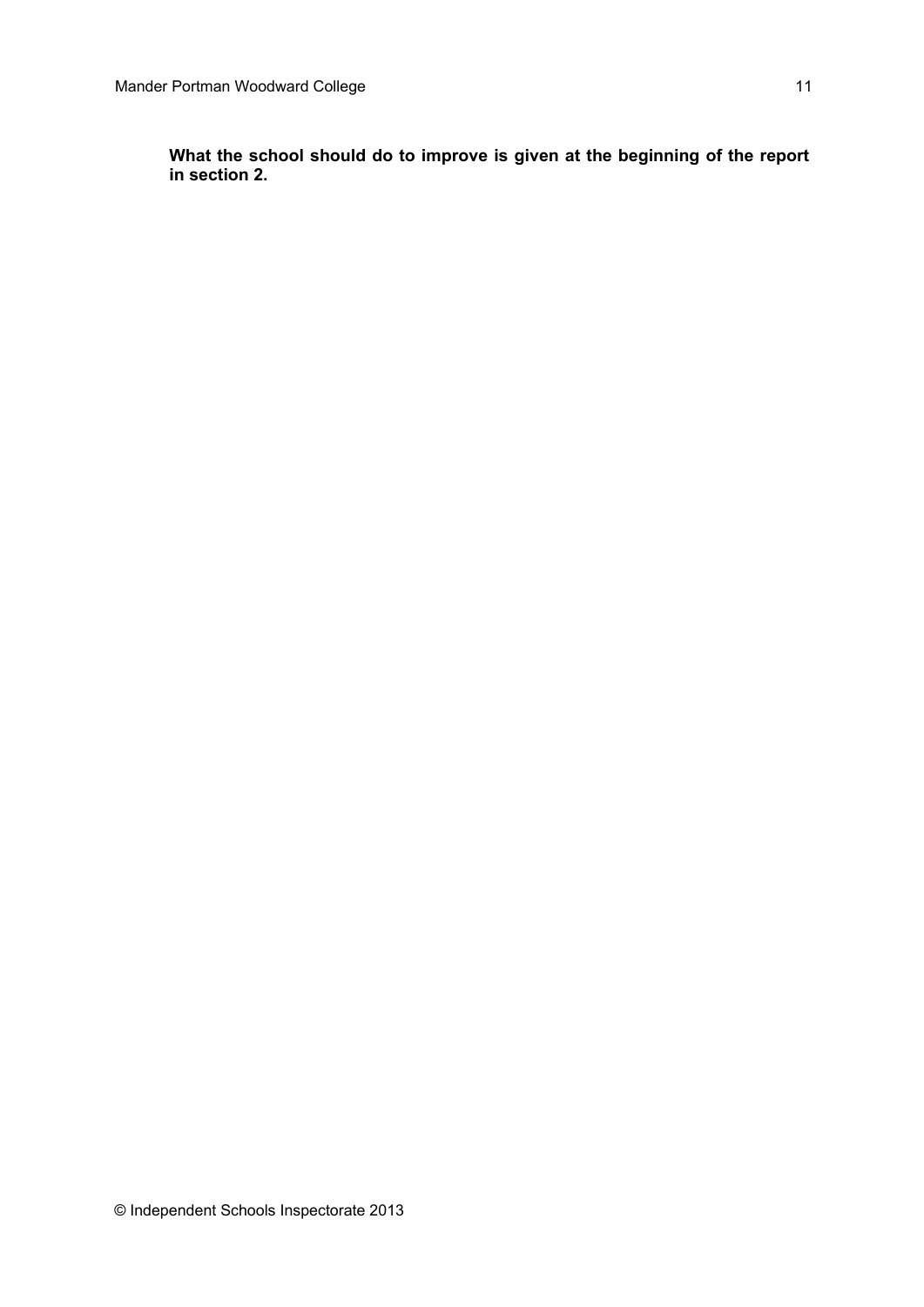**What the school should do to improve is given at the beginning of the report in section 2.**